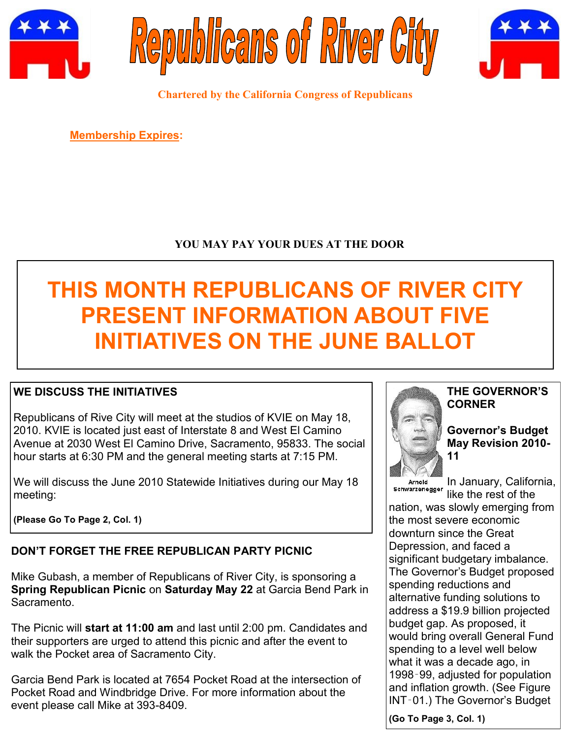# Republicans of River City

**Chartered by the California Congress of Republicans**

**Membership Expires:**

**YOU MAY PAY YOUR DUES AT THE DOOR**

# THIS MONTH REPUBLICANS OF RIVER CITY PRESENT INFORMATION ABOUT FIVE INITIATIVES ON THE JUNE BALLOT

## WE DISCUSS THE INITIATIVES

Republicans of Rive City will meet at the studios of KVIE on May 18, 2010. KVIE is located just east of Interstate 8 and West El Camino Avenue at 2030 West El Camino Drive, Sacramento, 95833. The social hour starts at 6:30 PM and the general meeting starts at 7:15 PM.

We will discuss the June 2010 Statewide Initiatives during our May 18 meeting:

**(Please Go To Page 2, Col. 1)**

## DON'T FORGET THE FREE REPUBLICAN PARTY PICNIC

Mike Gubash, a member of Republicans of River City, is sponsoring a **Spring Republican Picnic** on **Saturday May 22** at Garcia Bend Park in Sacramento.

The Picnic will **start at 11:00 am** and last until 2:00 pm. Candidates and their supporters are urged to attend this picnic and after the event to walk the Pocket area of Sacramento City.

Garcia Bend Park is located at 7654 Pocket Road at the intersection of Pocket Road and Windbridge Drive. For more information about the event please call Mike at 393-8409.

## THE GOVERNOR'S CORNER

Arnold Schwarzenegger

### Governor's Budget May Revision 2010-11

In January, California, like the rest of the nation, was slowly emerging from the most severe economic downturn since the Great Depression, and faced a significant budgetary imbalance. The Governor's Budget proposed spending reductions and alternative funding solutions to address a $19.9 billion projected budget gap. As proposed, it would bring overall General Fund spending to a level well below what it was a decade ago, in 1998-99, adjusted for population and inflation growth. (See Figure INT-01.) The Governor's Budget

**(Go To Page 3, Col. 1)**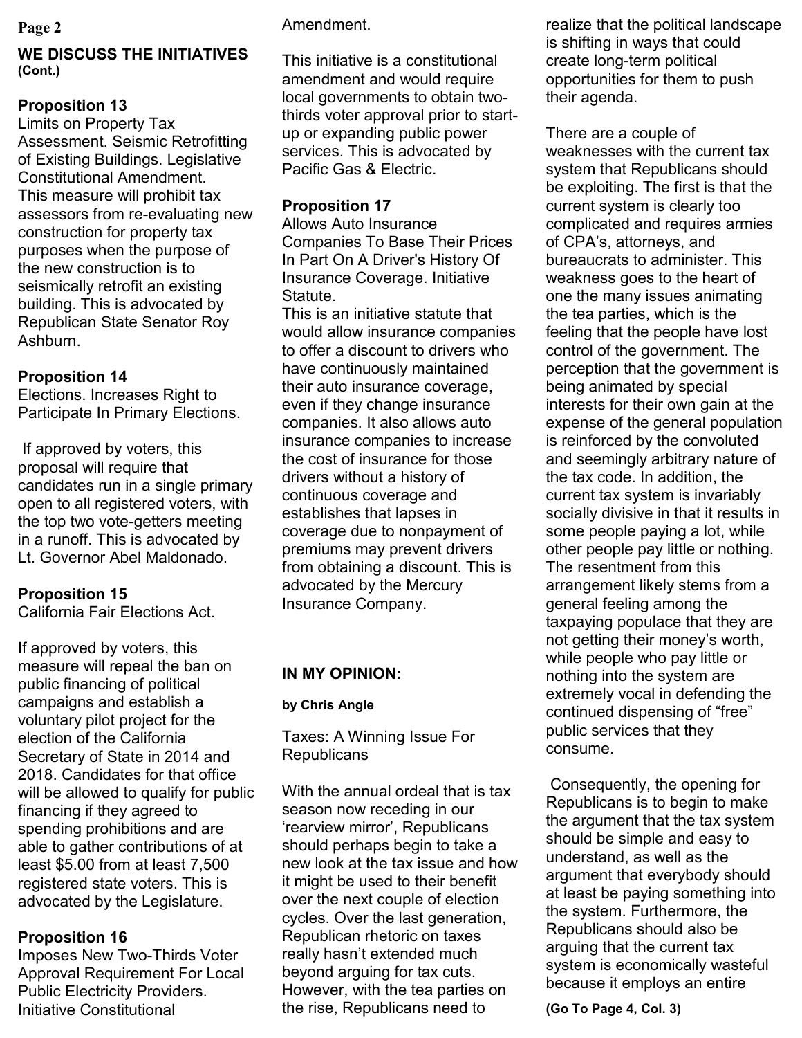## WE DISCUSS THE INITIATIVES (Cont.)

### Proposition 13

Limits on Property Tax Assessment. Seismic Retrofitting of Existing Buildings. Legislative Constitutional Amendment.
This measure will prohibit tax assessors from re-evaluating new construction for property tax purposes when the purpose of the new construction is to seismically retrofit an existing building. This is advocated by Republican State Senator Roy Ashburn.

### Proposition 14

Elections. Increases Right to Participate In Primary Elections.

If approved by voters, this proposal will require that candidates run in a single primary open to all registered voters, with the top two vote-getters meeting in a runoff. This is advocated by Lt. Governor Abel Maldonado.

### Proposition 15

California Fair Elections Act.

If approved by voters, this measure will repeal the ban on public financing of political campaigns and establish a voluntary pilot project for the election of the California Secretary of State in 2014 and 2018. Candidates for that office will be allowed to qualify for public financing if they agreed to spending prohibitions and are able to gather contributions of at least $5.00 from at least 7,500 registered state voters. This is advocated by the Legislature.

### Proposition 16

Imposes New Two-Thirds Voter Approval Requirement For Local Public Electricity Providers. Initiative Constitutional Amendment.

This initiative is a constitutional amendment and would require local governments to obtain two-thirds voter approval prior to start-up or expanding public power services. This is advocated by Pacific Gas & Electric.

### Proposition 17

Allows Auto Insurance Companies To Base Their Prices In Part On A Driver's History Of Insurance Coverage. Initiative Statute.
This is an initiative statute that would allow insurance companies to offer a discount to drivers who have continuously maintained their auto insurance coverage, even if they change insurance companies. It also allows auto insurance companies to increase the cost of insurance for those drivers without a history of continuous coverage and establishes that lapses in coverage due to nonpayment of premiums may prevent drivers from obtaining a discount. This is advocated by the Mercury Insurance Company.

## IN MY OPINION:

**by Chris Angle**

### Taxes: A Winning Issue For Republicans

With the annual ordeal that is tax season now receding in our 'rearview mirror', Republicans should perhaps begin to take a new look at the tax issue and how it might be used to their benefit over the next couple of election cycles. Over the last generation, Republican rhetoric on taxes really hasn't extended much beyond arguing for tax cuts. However, with the tea parties on the rise, Republicans need to realize that the political landscape is shifting in ways that could create long-term political opportunities for them to push their agenda.

There are a couple of weaknesses with the current tax system that Republicans should be exploiting. The first is that the current system is clearly too complicated and requires armies of CPA's, attorneys, and bureaucrats to administer. This weakness goes to the heart of one the many issues animating the tea parties, which is the feeling that the people have lost control of the government. The perception that the government is being animated by special interests for their own gain at the expense of the general population is reinforced by the convoluted and seemingly arbitrary nature of the tax code. In addition, the current tax system is invariably socially divisive in that it results in some people paying a lot, while other people pay little or nothing. The resentment from this arrangement likely stems from a general feeling among the taxpaying populace that they are not getting their money's worth, while people who pay little or nothing into the system are extremely vocal in defending the continued dispensing of "free" public services that they consume.

Consequently, the opening for Republicans is to begin to make the argument that the tax system should be simple and easy to understand, as well as the argument that everybody should at least be paying something into the system. Furthermore, the Republicans should also be arguing that the current tax system is economically wasteful because it employs an entire

**(Go To Page 4, Col. 3)**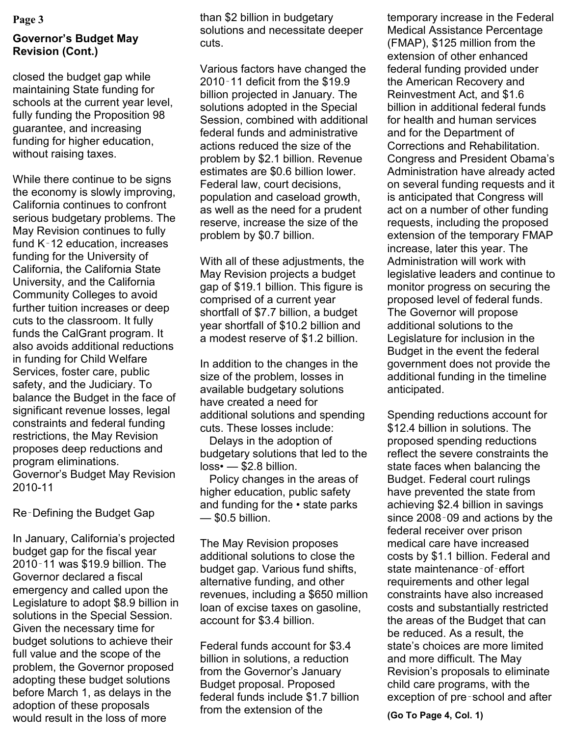## Governor's Budget May Revision (Cont.)

closed the budget gap while maintaining State funding for schools at the current year level, fully funding the Proposition 98 guarantee, and increasing funding for higher education, without raising taxes.

While there continue to be signs the economy is slowly improving, California continues to confront serious budgetary problems. The May Revision continues to fully fund K‑12 education, increases funding for the University of California, the California State University, and the California Community Colleges to avoid further tuition increases or deep cuts to the classroom. It fully funds the CalGrant program. It also avoids additional reductions in funding for Child Welfare Services, foster care, public safety, and the Judiciary. To balance the Budget in the face of significant revenue losses, legal constraints and federal funding restrictions, the May Revision proposes deep reductions and program eliminations.
Governor's Budget May Revision 2010-11

Re‑Defining the Budget Gap

In January, California's projected budget gap for the fiscal year 2010‑11 was $19.9 billion. The Governor declared a fiscal emergency and called upon the Legislature to adopt $8.9 billion in solutions in the Special Session. Given the necessary time for budget solutions to achieve their full value and the scope of the problem, the Governor proposed adopting these budget solutions before March 1, as delays in the adoption of these proposals would result in the loss of more than $2 billion in budgetary solutions and necessitate deeper cuts.

Various factors have changed the 2010‑11 deficit from the $19.9 billion projected in January. The solutions adopted in the Special Session, combined with additional federal funds and administrative actions reduced the size of the problem by $2.1 billion. Revenue estimates are $0.6 billion lower. Federal law, court decisions, population and caseload growth, as well as the need for a prudent reserve, increase the size of the problem by $0.7 billion.

With all of these adjustments, the May Revision projects a budget gap of $19.1 billion. This figure is comprised of a current year shortfall of $7.7 billion, a budget year shortfall of $10.2 billion and a modest reserve of $1.2 billion.

In addition to the changes in the size of the problem, losses in available budgetary solutions have created a need for additional solutions and spending cuts. These losses include:
  Delays in the adoption of budgetary solutions that led to the loss• — $2.8 billion.
  Policy changes in the areas of higher education, public safety and funding for the • state parks — $0.5 billion.

The May Revision proposes additional solutions to close the budget gap. Various fund shifts, alternative funding, and other revenues, including a $650 million loan of excise taxes on gasoline, account for $3.4 billion.

Federal funds account for $3.4 billion in solutions, a reduction from the Governor's January Budget proposal. Proposed federal funds include $1.7 billion from the extension of the temporary increase in the Federal Medical Assistance Percentage (FMAP), $125 million from the extension of other enhanced federal funding provided under the American Recovery and Reinvestment Act, and $1.6 billion in additional federal funds for health and human services and for the Department of Corrections and Rehabilitation. Congress and President Obama's Administration have already acted on several funding requests and it is anticipated that Congress will act on a number of other funding requests, including the proposed extension of the temporary FMAP increase, later this year. The Administration will work with legislative leaders and continue to monitor progress on securing the proposed level of federal funds. The Governor will propose additional solutions to the Legislature for inclusion in the Budget in the event the federal government does not provide the additional funding in the timeline anticipated.

Spending reductions account for $12.4 billion in solutions. The proposed spending reductions reflect the severe constraints the state faces when balancing the Budget. Federal court rulings have prevented the state from achieving $2.4 billion in savings since 2008‑09 and actions by the federal receiver over prison medical care have increased costs by $1.1 billion. Federal and state maintenance‑of‑effort requirements and other legal constraints have also increased costs and substantially restricted the areas of the Budget that can be reduced. As a result, the state's choices are more limited and more difficult. The May Revision's proposals to eliminate child care programs, with the exception of pre‑school and after

**(Go To Page 4, Col. 1)**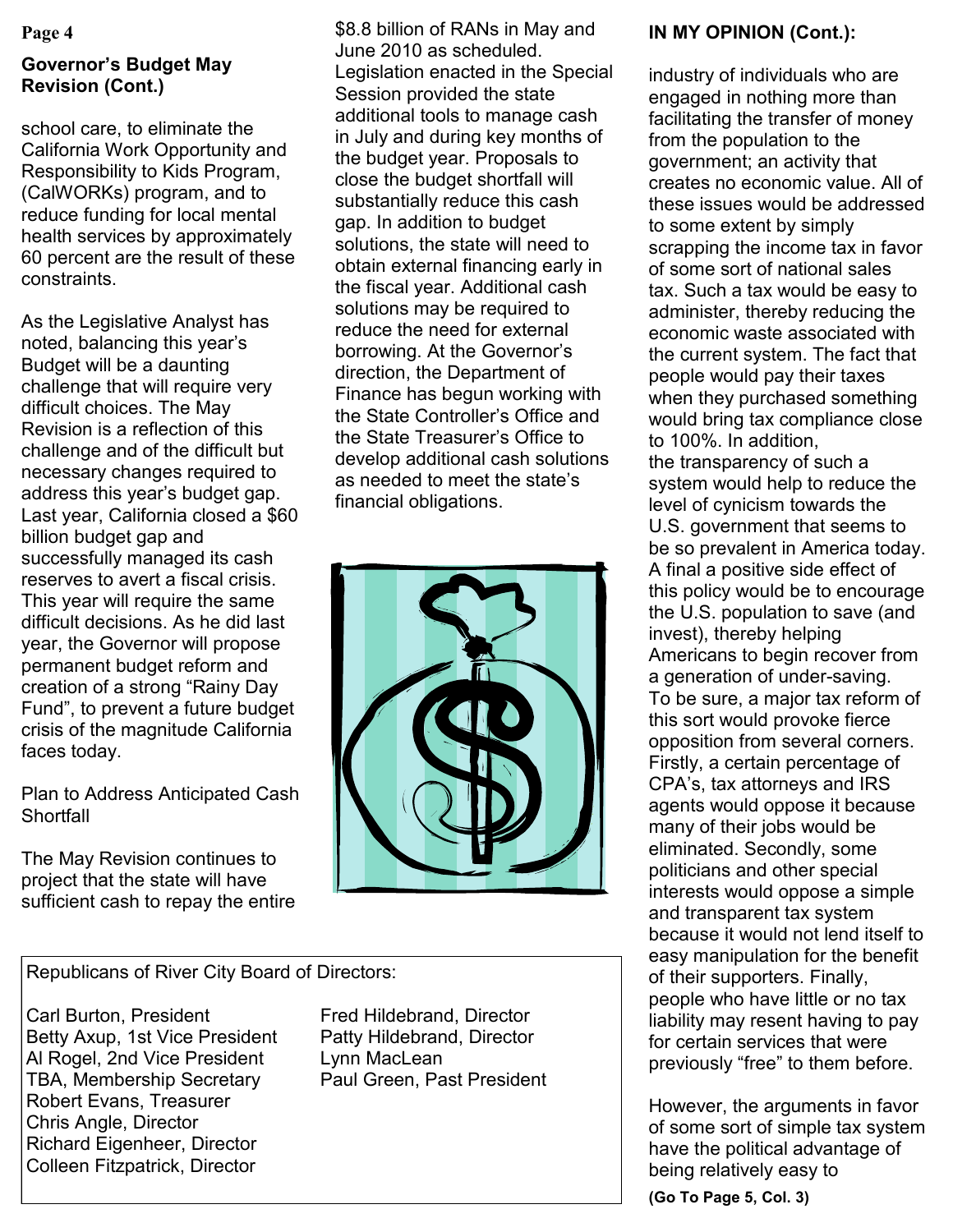## Governor's Budget May Revision (Cont.)

school care, to eliminate the California Work Opportunity and Responsibility to Kids Program, (CalWORKs) program, and to reduce funding for local mental health services by approximately 60 percent are the result of these constraints.

As the Legislative Analyst has noted, balancing this year's Budget will be a daunting challenge that will require very difficult choices. The May Revision is a reflection of this challenge and of the difficult but necessary changes required to address this year's budget gap. Last year, California closed a $60 billion budget gap and successfully managed its cash reserves to avert a fiscal crisis. This year will require the same difficult decisions. As he did last year, the Governor will propose permanent budget reform and creation of a strong "Rainy Day Fund", to prevent a future budget crisis of the magnitude California faces today.

Plan to Address Anticipated Cash Shortfall

The May Revision continues to project that the state will have sufficient cash to repay the entire $8.8 billion of RANs in May and June 2010 as scheduled. Legislation enacted in the Special Session provided the state additional tools to manage cash in July and during key months of the budget year. Proposals to close the budget shortfall will substantially reduce this cash gap. In addition to budget solutions, the state will need to obtain external financing early in the fiscal year. Additional cash solutions may be required to reduce the need for external borrowing. At the Governor's direction, the Department of Finance has begun working with the State Controller's Office and the State Treasurer's Office to develop additional cash solutions as needed to meet the state's financial obligations.

Republicans of River City Board of Directors:

Carl Burton, President
Betty Axup, 1st Vice President
Al Rogel, 2nd Vice President
TBA, Membership Secretary
Robert Evans, Treasurer
Chris Angle, Director
Richard Eigenheer, Director
Colleen Fitzpatrick, Director
Fred Hildebrand, Director
Patty Hildebrand, Director
Lynn MacLean
Paul Green, Past President

## IN MY OPINION (Cont.):

industry of individuals who are engaged in nothing more than facilitating the transfer of money from the population to the government; an activity that creates no economic value. All of these issues would be addressed to some extent by simply scrapping the income tax in favor of some sort of national sales tax. Such a tax would be easy to administer, thereby reducing the economic waste associated with the current system. The fact that people would pay their taxes when they purchased something would bring tax compliance close to 100%. In addition, the transparency of such a system would help to reduce the level of cynicism towards the U.S. government that seems to be so prevalent in America today. A final a positive side effect of this policy would be to encourage the U.S. population to save (and invest), thereby helping Americans to begin recover from a generation of under-saving. To be sure, a major tax reform of this sort would provoke fierce opposition from several corners. Firstly, a certain percentage of CPA's, tax attorneys and IRS agents would oppose it because many of their jobs would be eliminated. Secondly, some politicians and other special interests would oppose a simple and transparent tax system because it would not lend itself to easy manipulation for the benefit of their supporters. Finally, people who have little or no tax liability may resent having to pay for certain services that were previously "free" to them before.

However, the arguments in favor of some sort of simple tax system have the political advantage of being relatively easy to

**(Go To Page 5, Col. 3)**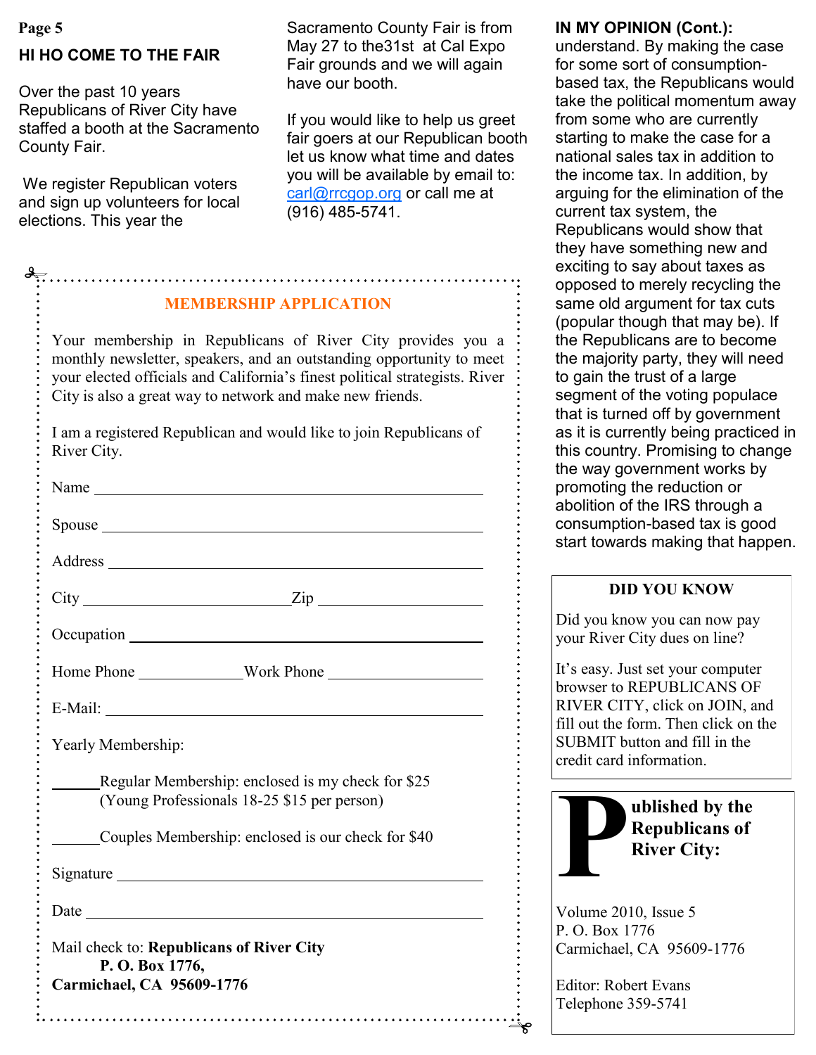## HI HO COME TO THE FAIR

Over the past 10 years Republicans of River City have staffed a booth at the Sacramento County Fair.

We register Republican voters and sign up volunteers for local elections. This year the Sacramento County Fair is from May 27 to the31st at Cal Expo Fair grounds and we will again have our booth.

If you would like to help us greet fair goers at our Republican booth let us know what time and dates you will be available by email to: carl@rrcgop.org or call me at (916) 485-5741.

### MEMBERSHIP APPLICATION

Your membership in Republicans of River City provides you a monthly newsletter, speakers, and an outstanding opportunity to meet your elected officials and California's finest political strategists. River City is also a great way to network and make new friends.

I am a registered Republican and would like to join Republicans of River City.

Name ______________________________

Spouse ______________________________

Address ______________________________

City ____________________ Zip ______________

Occupation ______________________________

Home Phone ____________ Work Phone ______________

E-Mail: ______________________________

Yearly Membership:

______ Regular Membership: enclosed is my check for $25 (Young Professionals 18-25 $15 per person)

______ Couples Membership: enclosed is our check for $40

Signature ______________________________

Date ______________________________

Mail check to: **Republicans of River City**
**P. O. Box 1776,**
**Carmichael, CA 95609-1776**

## IN MY OPINION (Cont.):

understand. By making the case for some sort of consumption-based tax, the Republicans would take the political momentum away from some who are currently starting to make the case for a national sales tax in addition to the income tax. In addition, by arguing for the elimination of the current tax system, the Republicans would show that they have something new and exciting to say about taxes as opposed to merely recycling the same old argument for tax cuts (popular though that may be). If the Republicans are to become the majority party, they will need to gain the trust of a large segment of the voting populace that is turned off by government as it is currently being practiced in this country. Promising to change the way government works by promoting the reduction or abolition of the IRS through a consumption-based tax is good start towards making that happen.

### DID YOU KNOW

Did you know you can now pay your River City dues on line?

It's easy. Just set your computer browser to REPUBLICANS OF RIVER CITY, click on JOIN, and fill out the form. Then click on the SUBMIT button and fill in the credit card information.

**Published by the Republicans of River City:**

Volume 2010, Issue 5
P. O. Box 1776
Carmichael, CA 95609-1776

Editor: Robert Evans
Telephone 359-5741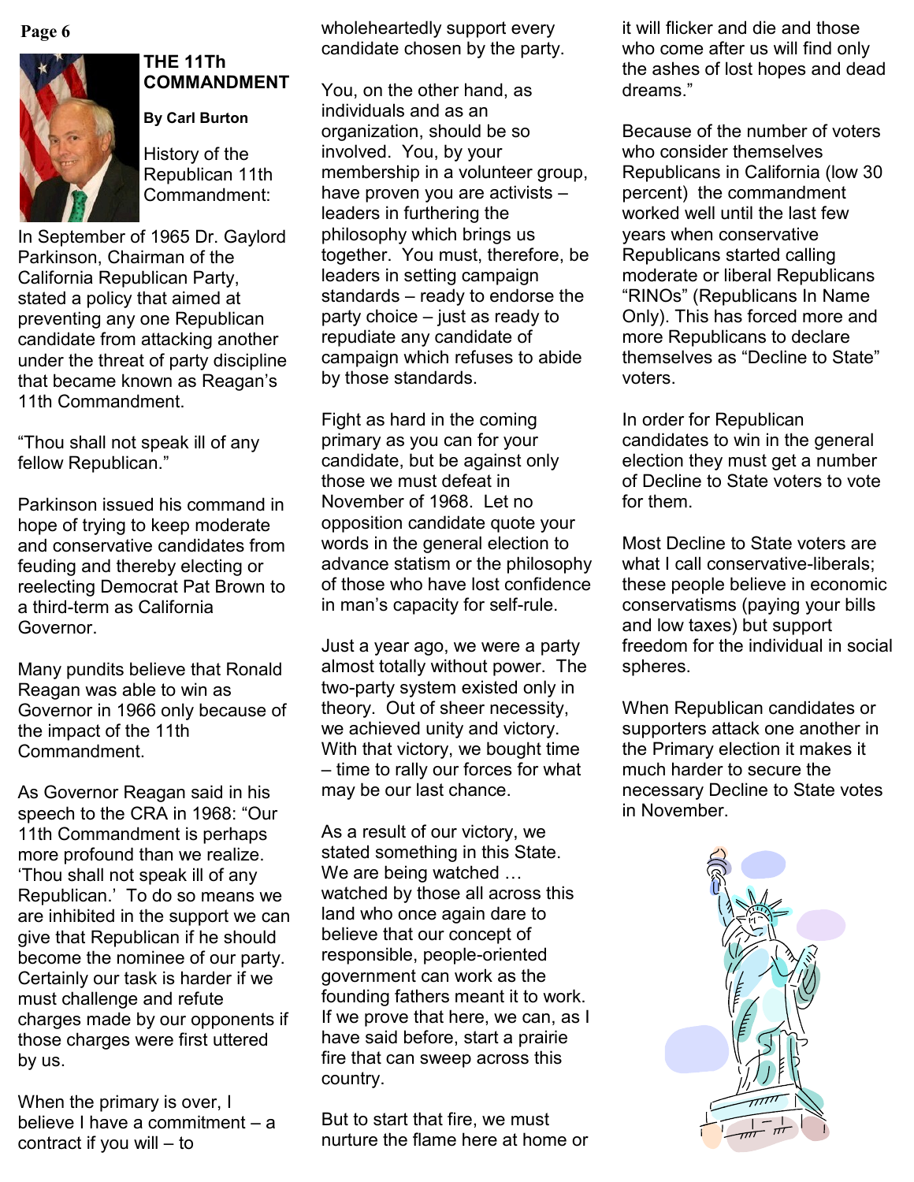## THE 11Th COMMANDMENT

**By Carl Burton**

History of the Republican 11th Commandment:

In September of 1965 Dr. Gaylord Parkinson, Chairman of the California Republican Party, stated a policy that aimed at preventing any one Republican candidate from attacking another under the threat of party discipline that became known as Reagan's 11th Commandment.

"Thou shall not speak ill of any fellow Republican."

Parkinson issued his command in hope of trying to keep moderate and conservative candidates from feuding and thereby electing or reelecting Democrat Pat Brown to a third-term as California Governor.

Many pundits believe that Ronald Reagan was able to win as Governor in 1966 only because of the impact of the 11th Commandment.

As Governor Reagan said in his speech to the CRA in 1968: "Our 11th Commandment is perhaps more profound than we realize. 'Thou shall not speak ill of any Republican.' To do so means we are inhibited in the support we can give that Republican if he should become the nominee of our party. Certainly our task is harder if we must challenge and refute charges made by our opponents if those charges were first uttered by us.

When the primary is over, I believe I have a commitment – a contract if you will – to wholeheartedly support every candidate chosen by the party.

You, on the other hand, as individuals and as an organization, should be so involved. You, by your membership in a volunteer group, have proven you are activists – leaders in furthering the philosophy which brings us together. You must, therefore, be leaders in setting campaign standards – ready to endorse the party choice – just as ready to repudiate any candidate of campaign which refuses to abide by those standards.

Fight as hard in the coming primary as you can for your candidate, but be against only those we must defeat in November of 1968. Let no opposition candidate quote your words in the general election to advance statism or the philosophy of those who have lost confidence in man's capacity for self-rule.

Just a year ago, we were a party almost totally without power. The two-party system existed only in theory. Out of sheer necessity, we achieved unity and victory. With that victory, we bought time – time to rally our forces for what may be our last chance.

As a result of our victory, we stated something in this State. We are being watched … watched by those all across this land who once again dare to believe that our concept of responsible, people-oriented government can work as the founding fathers meant it to work. If we prove that here, we can, as I have said before, start a prairie fire that can sweep across this country.

But to start that fire, we must nurture the flame here at home or it will flicker and die and those who come after us will find only the ashes of lost hopes and dead dreams."

Because of the number of voters who consider themselves Republicans in California (low 30 percent) the commandment worked well until the last few years when conservative Republicans started calling moderate or liberal Republicans "RINOs" (Republicans In Name Only). This has forced more and more Republicans to declare themselves as "Decline to State" voters.

In order for Republican candidates to win in the general election they must get a number of Decline to State voters to vote for them.

Most Decline to State voters are what I call conservative-liberals; these people believe in economic conservatisms (paying your bills and low taxes) but support freedom for the individual in social spheres.

When Republican candidates or supporters attack one another in the Primary election it makes it much harder to secure the necessary Decline to State votes in November.